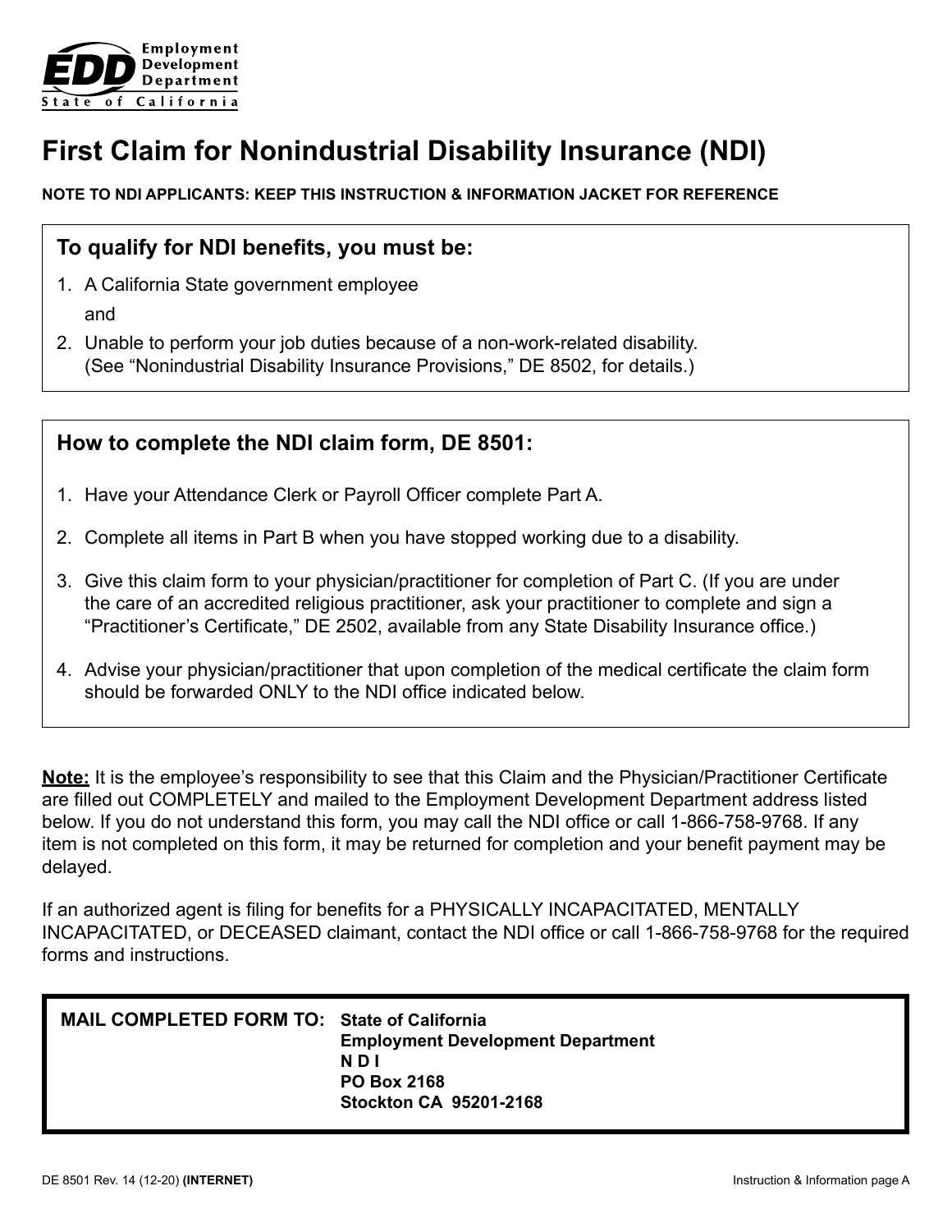Employment Development Department
State of California

# First Claim for Nonindustrial Disability Insurance (NDI)

**NOTE TO NDI APPLICANTS: KEEP THIS INSTRUCTION & INFORMATION JACKET FOR REFERENCE**

## To qualify for NDI benefits, you must be:

1. A California State government employee

   and

2. Unable to perform your job duties because of a non-work-related disability. (See "Nonindustrial Disability Insurance Provisions," DE 8502, for details.)

## How to complete the NDI claim form, DE 8501:

1. Have your Attendance Clerk or Payroll Officer complete Part A.
2. Complete all items in Part B when you have stopped working due to a disability.
3. Give this claim form to your physician/practitioner for completion of Part C. (If you are under the care of an accredited religious practitioner, ask your practitioner to complete and sign a "Practitioner's Certificate," DE 2502, available from any State Disability Insurance office.)
4. Advise your physician/practitioner that upon completion of the medical certificate the claim form should be forwarded ONLY to the NDI office indicated below.

**Note:** It is the employee's responsibility to see that this Claim and the Physician/Practitioner Certificate are filled out COMPLETELY and mailed to the Employment Development Department address listed below. If you do not understand this form, you may call the NDI office or call 1-866-758-9768. If any item is not completed on this form, it may be returned for completion and your benefit payment may be delayed.

If an authorized agent is filing for benefits for a PHYSICALLY INCAPACITATED, MENTALLY INCAPACITATED, or DECEASED claimant, contact the NDI office or call 1-866-758-9768 for the required forms and instructions.

**MAIL COMPLETED FORM TO:**
**State of California**
**Employment Development Department**
**N D I**
**PO Box 2168**
**Stockton CA 95201-2168**

DE 8501 Rev. 14 (12-20) **(INTERNET)**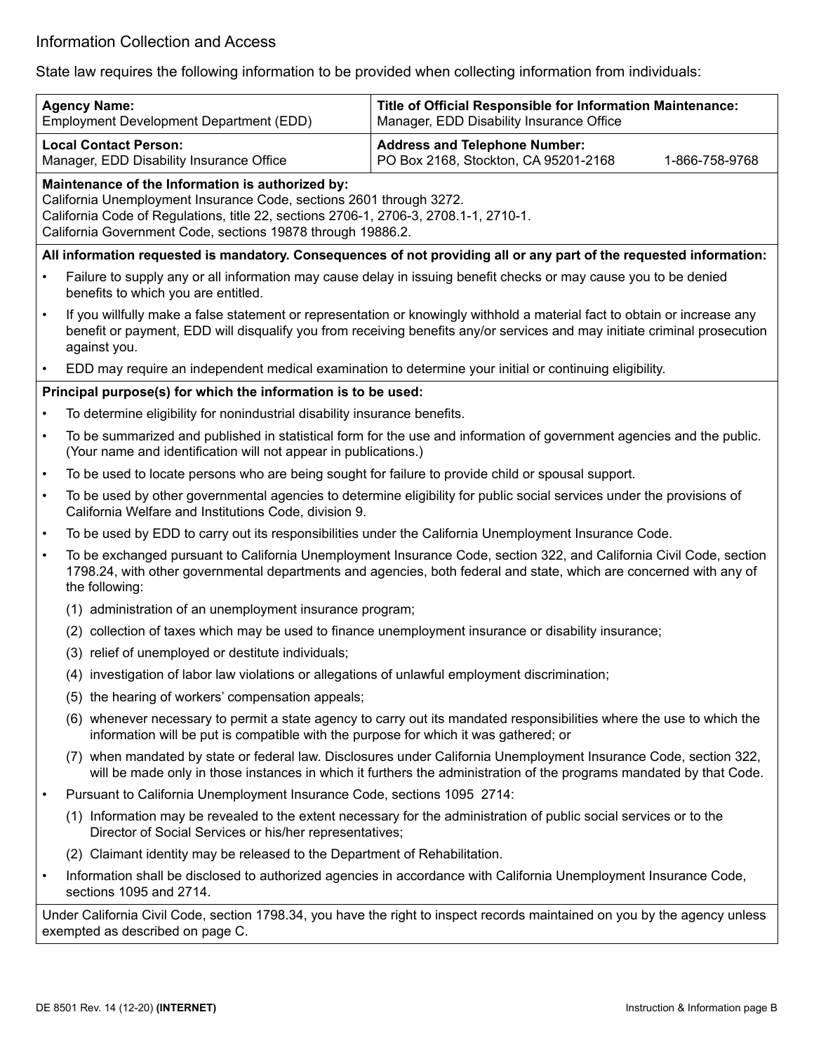## Information Collection and Access

State law requires the following information to be provided when collecting information from individuals:

| **Agency Name:** Employment Development Department (EDD) | **Title of Official Responsible for Information Maintenance:** Manager, EDD Disability Insurance Office |
|---|---|
| **Local Contact Person:** Manager, EDD Disability Insurance Office | **Address and Telephone Number:** PO Box 2168, Stockton, CA 95201-2168 1-866-758-9768 |

**Maintenance of the Information is authorized by:**
California Unemployment Insurance Code, sections 2601 through 3272.
California Code of Regulations, title 22, sections 2706-1, 2706-3, 2708.1-1, 2710-1.
California Government Code, sections 19878 through 19886.2.

**All information requested is mandatory. Consequences of not providing all or any part of the requested information:**

- Failure to supply any or all information may cause delay in issuing benefit checks or may cause you to be denied benefits to which you are entitled.
- If you willfully make a false statement or representation or knowingly withhold a material fact to obtain or increase any benefit or payment, EDD will disqualify you from receiving benefits any/or services and may initiate criminal prosecution against you.
- EDD may require an independent medical examination to determine your initial or continuing eligibility.

**Principal purpose(s) for which the information is to be used:**

- To determine eligibility for nonindustrial disability insurance benefits.
- To be summarized and published in statistical form for the use and information of government agencies and the public. (Your name and identification will not appear in publications.)
- To be used to locate persons who are being sought for failure to provide child or spousal support.
- To be used by other governmental agencies to determine eligibility for public social services under the provisions of California Welfare and Institutions Code, division 9.
- To be used by EDD to carry out its responsibilities under the California Unemployment Insurance Code.
- To be exchanged pursuant to California Unemployment Insurance Code, section 322, and California Civil Code, section 1798.24, with other governmental departments and agencies, both federal and state, which are concerned with any of the following:
  (1) administration of an unemployment insurance program;
  (2) collection of taxes which may be used to finance unemployment insurance or disability insurance;
  (3) relief of unemployed or destitute individuals;
  (4) investigation of labor law violations or allegations of unlawful employment discrimination;
  (5) the hearing of workers' compensation appeals;
  (6) whenever necessary to permit a state agency to carry out its mandated responsibilities where the use to which the information will be put is compatible with the purpose for which it was gathered; or
  (7) when mandated by state or federal law. Disclosures under California Unemployment Insurance Code, section 322, will be made only in those instances in which it furthers the administration of the programs mandated by that Code.
- Pursuant to California Unemployment Insurance Code, sections 1095 2714:
  (1) Information may be revealed to the extent necessary for the administration of public social services or to the Director of Social Services or his/her representatives;
  (2) Claimant identity may be released to the Department of Rehabilitation.
- Information shall be disclosed to authorized agencies in accordance with California Unemployment Insurance Code, sections 1095 and 2714.

Under California Civil Code, section 1798.34, you have the right to inspect records maintained on you by the agency unless exempted as described on page C.

DE 8501 Rev. 14 (12-20) **(INTERNET)** Instruction & Information page B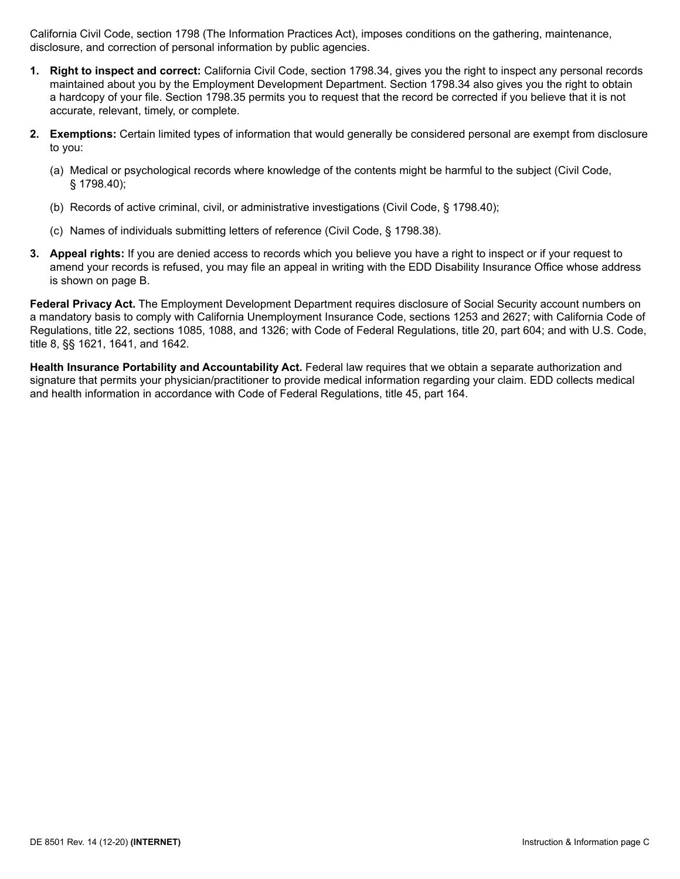California Civil Code, section 1798 (The Information Practices Act), imposes conditions on the gathering, maintenance, disclosure, and correction of personal information by public agencies.

1. **Right to inspect and correct:** California Civil Code, section 1798.34, gives you the right to inspect any personal records maintained about you by the Employment Development Department. Section 1798.34 also gives you the right to obtain a hardcopy of your file. Section 1798.35 permits you to request that the record be corrected if you believe that it is not accurate, relevant, timely, or complete.

2. **Exemptions:** Certain limited types of information that would generally be considered personal are exempt from disclosure to you:

   (a) Medical or psychological records where knowledge of the contents might be harmful to the subject (Civil Code, § 1798.40);

   (b) Records of active criminal, civil, or administrative investigations (Civil Code, § 1798.40);

   (c) Names of individuals submitting letters of reference (Civil Code, § 1798.38).

3. **Appeal rights:** If you are denied access to records which you believe you have a right to inspect or if your request to amend your records is refused, you may file an appeal in writing with the EDD Disability Insurance Office whose address is shown on page B.

**Federal Privacy Act.** The Employment Development Department requires disclosure of Social Security account numbers on a mandatory basis to comply with California Unemployment Insurance Code, sections 1253 and 2627; with California Code of Regulations, title 22, sections 1085, 1088, and 1326; with Code of Federal Regulations, title 20, part 604; and with U.S. Code, title 8, §§ 1621, 1641, and 1642.

**Health Insurance Portability and Accountability Act.** Federal law requires that we obtain a separate authorization and signature that permits your physician/practitioner to provide medical information regarding your claim. EDD collects medical and health information in accordance with Code of Federal Regulations, title 45, part 164.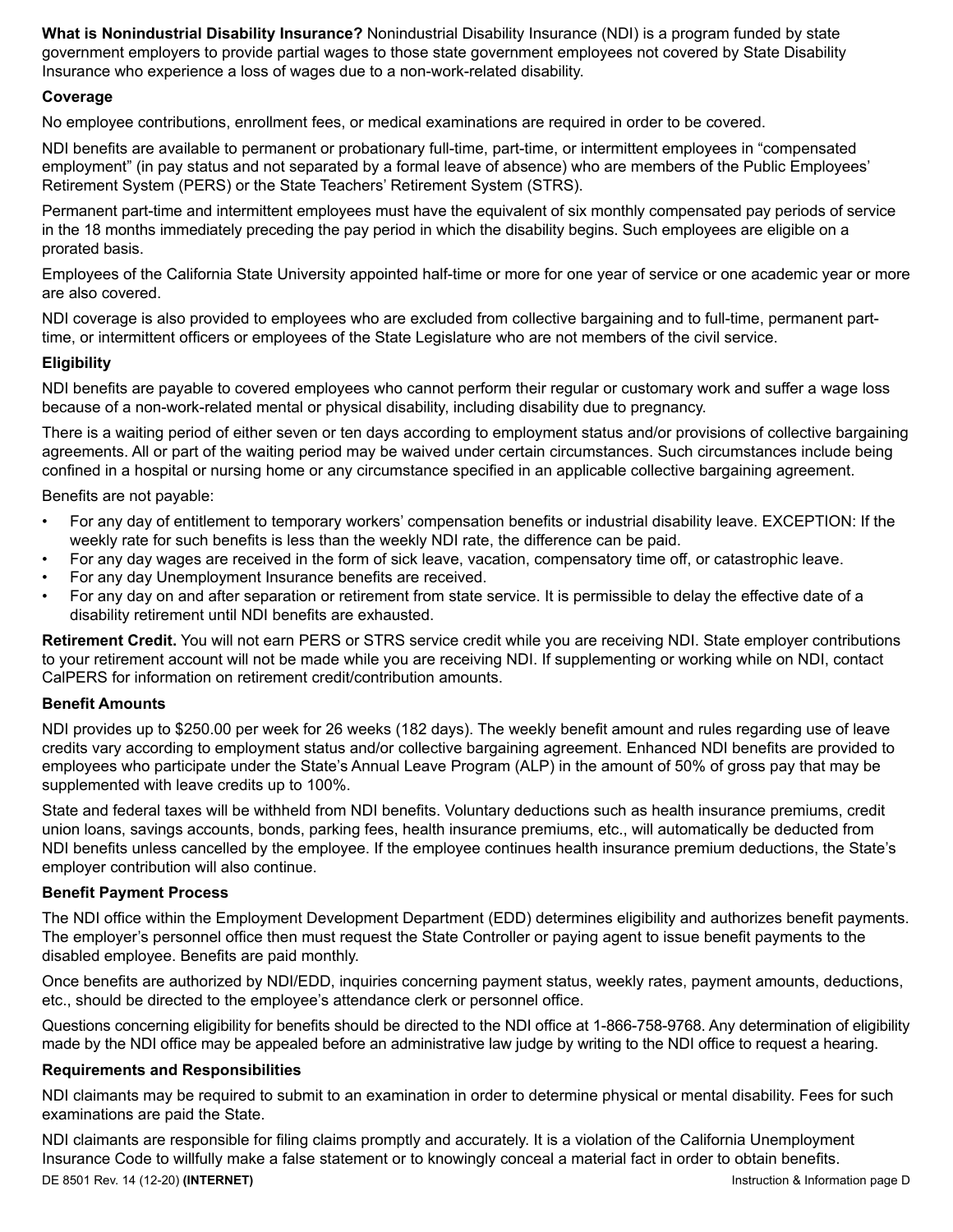**What is Nonindustrial Disability Insurance?** Nonindustrial Disability Insurance (NDI) is a program funded by state government employers to provide partial wages to those state government employees not covered by State Disability Insurance who experience a loss of wages due to a non-work-related disability.

### Coverage

No employee contributions, enrollment fees, or medical examinations are required in order to be covered.

NDI benefits are available to permanent or probationary full-time, part-time, or intermittent employees in "compensated employment" (in pay status and not separated by a formal leave of absence) who are members of the Public Employees' Retirement System (PERS) or the State Teachers' Retirement System (STRS).

Permanent part-time and intermittent employees must have the equivalent of six monthly compensated pay periods of service in the 18 months immediately preceding the pay period in which the disability begins. Such employees are eligible on a prorated basis.

Employees of the California State University appointed half-time or more for one year of service or one academic year or more are also covered.

NDI coverage is also provided to employees who are excluded from collective bargaining and to full-time, permanent part-time, or intermittent officers or employees of the State Legislature who are not members of the civil service.

### Eligibility

NDI benefits are payable to covered employees who cannot perform their regular or customary work and suffer a wage loss because of a non-work-related mental or physical disability, including disability due to pregnancy.

There is a waiting period of either seven or ten days according to employment status and/or provisions of collective bargaining agreements. All or part of the waiting period may be waived under certain circumstances. Such circumstances include being confined in a hospital or nursing home or any circumstance specified in an applicable collective bargaining agreement.

Benefits are not payable:

- For any day of entitlement to temporary workers' compensation benefits or industrial disability leave. EXCEPTION: If the weekly rate for such benefits is less than the weekly NDI rate, the difference can be paid.
- For any day wages are received in the form of sick leave, vacation, compensatory time off, or catastrophic leave.
- For any day Unemployment Insurance benefits are received.
- For any day on and after separation or retirement from state service. It is permissible to delay the effective date of a disability retirement until NDI benefits are exhausted.

**Retirement Credit.** You will not earn PERS or STRS service credit while you are receiving NDI. State employer contributions to your retirement account will not be made while you are receiving NDI. If supplementing or working while on NDI, contact CalPERS for information on retirement credit/contribution amounts.

### Benefit Amounts

NDI provides up to $250.00 per week for 26 weeks (182 days). The weekly benefit amount and rules regarding use of leave credits vary according to employment status and/or collective bargaining agreement. Enhanced NDI benefits are provided to employees who participate under the State's Annual Leave Program (ALP) in the amount of 50% of gross pay that may be supplemented with leave credits up to 100%.

State and federal taxes will be withheld from NDI benefits. Voluntary deductions such as health insurance premiums, credit union loans, savings accounts, bonds, parking fees, health insurance premiums, etc., will automatically be deducted from NDI benefits unless cancelled by the employee. If the employee continues health insurance premium deductions, the State's employer contribution will also continue.

### Benefit Payment Process

The NDI office within the Employment Development Department (EDD) determines eligibility and authorizes benefit payments. The employer's personnel office then must request the State Controller or paying agent to issue benefit payments to the disabled employee. Benefits are paid monthly.

Once benefits are authorized by NDI/EDD, inquiries concerning payment status, weekly rates, payment amounts, deductions, etc., should be directed to the employee's attendance clerk or personnel office.

Questions concerning eligibility for benefits should be directed to the NDI office at 1-866-758-9768. Any determination of eligibility made by the NDI office may be appealed before an administrative law judge by writing to the NDI office to request a hearing.

### Requirements and Responsibilities

NDI claimants may be required to submit to an examination in order to determine physical or mental disability. Fees for such examinations are paid the State.

NDI claimants are responsible for filing claims promptly and accurately. It is a violation of the California Unemployment Insurance Code to willfully make a false statement or to knowingly conceal a material fact in order to obtain benefits.

DE 8501 Rev. 14 (12-20) **(INTERNET)** Instruction & Information page D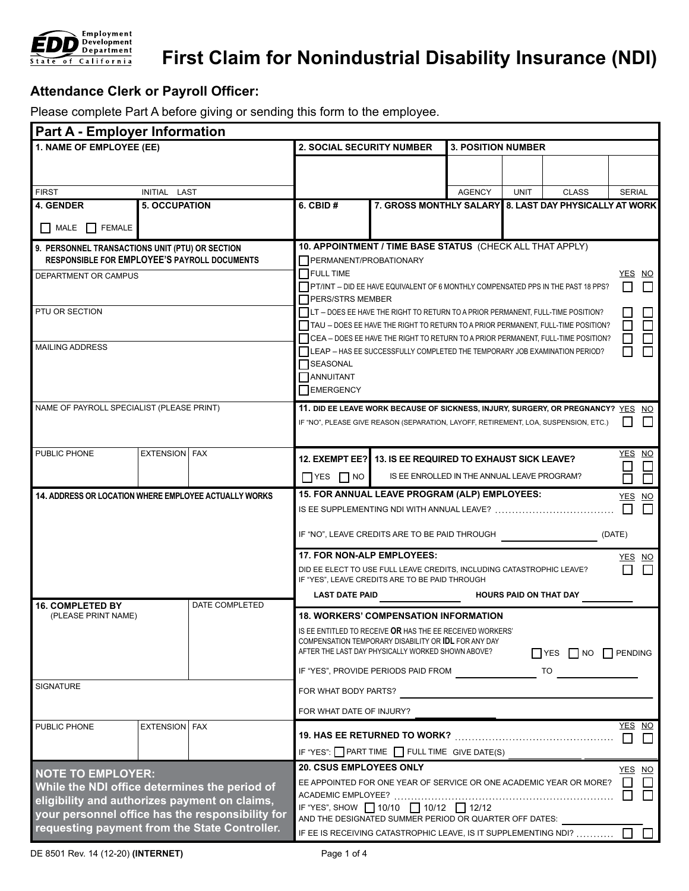# First Claim for Nonindustrial Disability Insurance (NDI)

Employment Development Department, State of California

## Attendance Clerk or Payroll Officer:

Please complete Part A before giving or sending this form to the employee.

## Part A - Employer Information

**1. NAME OF EMPLOYEE (EE)**

FIRST | INITIAL | LAST

**2. SOCIAL SECURITY NUMBER**

**3. POSITION NUMBER**

| AGENCY | UNIT | CLASS | SERIAL |
|---|---|---|---|
| | | | |

**4. GENDER** ☐ MALE ☐ FEMALE

**5. OCCUPATION**

**6. CBID #**

**7. GROSS MONTHLY SALARY**

**8. LAST DAY PHYSICALLY AT WORK**

**9. PERSONNEL TRANSACTIONS UNIT (PTU) OR SECTION RESPONSIBLE FOR EMPLOYEE'S PAYROLL DOCUMENTS**

DEPARTMENT OR CAMPUS

PTU OR SECTION

MAILING ADDRESS

NAME OF PAYROLL SPECIALIST (PLEASE PRINT)

PUBLIC PHONE | EXTENSION | FAX

**10. APPOINTMENT / TIME BASE STATUS** (CHECK ALL THAT APPLY)

| | YES | NO |
|---|---|---|
| ☐ PERMANENT/PROBATIONARY | | |
| ☐ FULL TIME | | |
| ☐ PT/INT – DID EE HAVE EQUIVALENT OF 6 MONTHLY COMPENSATED PPS IN THE PAST 18 PPS? | ☐ | ☐ |
| ☐ PERS/STRS MEMBER | | |
| ☐ LT – DOES EE HAVE THE RIGHT TO RETURN TO A PRIOR PERMANENT, FULL-TIME POSITION? | ☐ | ☐ |
| ☐ TAU – DOES EE HAVE THE RIGHT TO RETURN TO A PRIOR PERMANENT, FULL-TIME POSITION? | ☐ | ☐ |
| ☐ CEA – DOES EE HAVE THE RIGHT TO RETURN TO A PRIOR PERMANENT, FULL-TIME POSITION? | ☐ | ☐ |
| ☐ LEAP – HAS EE SUCCESSFULLY COMPLETED THE TEMPORARY JOB EXAMINATION PERIOD? | ☐ | ☐ |
| ☐ SEASONAL | | |
| ☐ ANNUITANT | | |
| ☐ EMERGENCY | | |

**11. DID EE LEAVE WORK BECAUSE OF SICKNESS, INJURY, SURGERY, OR PREGNANCY?** YES ☐ NO ☐

IF "NO", PLEASE GIVE REASON (SEPARATION, LAYOFF, RETIREMENT, LOA, SUSPENSION, ETC.)

**12. EXEMPT EE?** ☐ YES ☐ NO

| **13. IS EE REQUIRED TO EXHAUST SICK LEAVE?** | YES ☐ | NO ☐ |
|---|---|---|
| IS EE ENROLLED IN THE ANNUAL LEAVE PROGRAM? | ☐ | ☐ |

**14. ADDRESS OR LOCATION WHERE EMPLOYEE ACTUALLY WORKS**

**15. FOR ANNUAL LEAVE PROGRAM (ALP) EMPLOYEES:**

IS EE SUPPLEMENTING NDI WITH ANNUAL LEAVE? .......... YES ☐ NO ☐

IF "NO", LEAVE CREDITS ARE TO BE PAID THROUGH ____________ (DATE)

**16. COMPLETED BY** (PLEASE PRINT NAME) | DATE COMPLETED

SIGNATURE

PUBLIC PHONE | EXTENSION | FAX

**17. FOR NON-ALP EMPLOYEES:**

DID EE ELECT TO USE FULL LEAVE CREDITS, INCLUDING CATASTROPHIC LEAVE? YES ☐ NO ☐
IF "YES", LEAVE CREDITS ARE TO BE PAID THROUGH

LAST DATE PAID ____________ HOURS PAID ON THAT DAY ____________

**18. WORKERS' COMPENSATION INFORMATION**

IS EE ENTITLED TO RECEIVE **OR** HAS THE EE RECEIVED WORKERS' COMPENSATION TEMPORARY DISABILITY OR **IDL** FOR ANY DAY AFTER THE LAST DAY PHYSICALLY WORKED SHOWN ABOVE? ☐ YES ☐ NO ☐ PENDING

IF "YES", PROVIDE PERIODS PAID FROM ____________ TO ____________

FOR WHAT BODY PARTS? ____________

FOR WHAT DATE OF INJURY? ____________

**19. HAS EE RETURNED TO WORK?** .......... YES ☐ NO ☐

IF "YES": ☐ PART TIME ☐ FULL TIME GIVE DATE(S) ____________

**20. CSUS EMPLOYEES ONLY**

| | YES | NO |
|---|---|---|
| EE APPOINTED FOR ONE YEAR OF SERVICE OR ONE ACADEMIC YEAR OR MORE? | ☐ | ☐ |
| ACADEMIC EMPLOYEE? | ☐ | ☐ |

IF "YES", SHOW ☐ 10/10 ☐ 10/12 ☐ 12/12
AND THE DESIGNATED SUMMER PERIOD OR QUARTER OFF DATES: ____________

IF EE IS RECEIVING CATASTROPHIC LEAVE, IS IT SUPPLEMENTING NDI? .......... ☐ ☐

**NOTE TO EMPLOYER:**
**While the NDI office determines the period of eligibility and authorizes payment on claims, your personnel office has the responsibility for requesting payment from the State Controller.**

DE 8501 Rev. 14 (12-20) **(INTERNET)**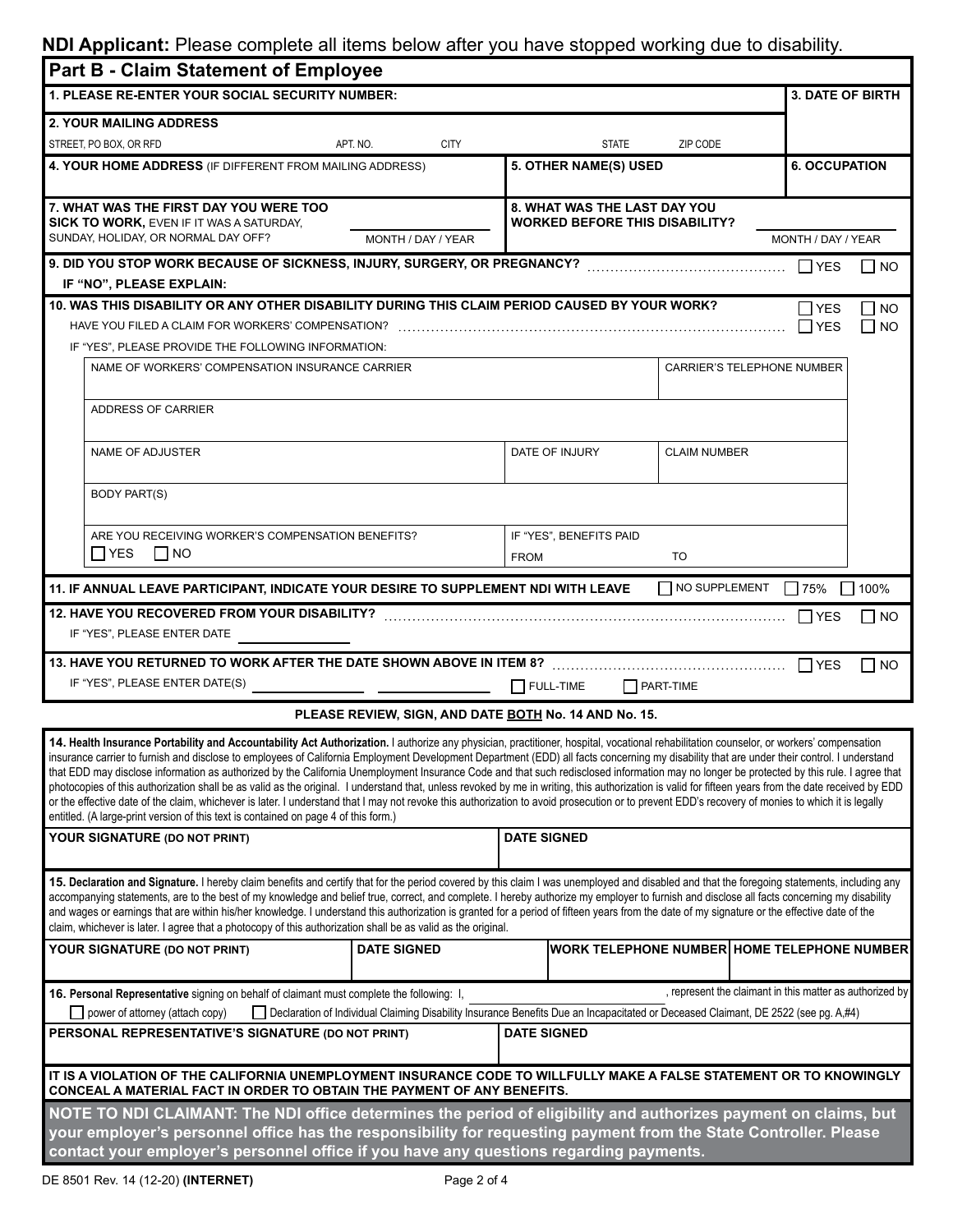**NDI Applicant:** Please complete all items below after you have stopped working due to disability.

## Part B - Claim Statement of Employee

| **1. PLEASE RE-ENTER YOUR SOCIAL SECURITY NUMBER:** | | | | **3. DATE OF BIRTH** |
|---|---|---|---|---|
| **2. YOUR MAILING ADDRESS** | | | | |
| STREET, PO BOX, OR RFD | APT. NO. | CITY | STATE | ZIP CODE |
| **4. YOUR HOME ADDRESS** (IF DIFFERENT FROM MAILING ADDRESS) | | **5. OTHER NAME(S) USED** | | **6. OCCUPATION** |
| **7. WHAT WAS THE FIRST DAY YOU WERE TOO SICK TO WORK,** EVEN IF IT WAS A SATURDAY, SUNDAY, HOLIDAY, OR NORMAL DAY OFF? | MONTH / DAY / YEAR | **8. WHAT WAS THE LAST DAY YOU WORKED BEFORE THIS DISABILITY?** | | MONTH / DAY / YEAR |

**9. DID YOU STOP WORK BECAUSE OF SICKNESS, INJURY, SURGERY, OR PREGNANCY?** ☐ YES ☐ NO

**IF "NO", PLEASE EXPLAIN:**

**10. WAS THIS DISABILITY OR ANY OTHER DISABILITY DURING THIS CLAIM PERIOD CAUSED BY YOUR WORK?** ☐ YES ☐ NO

HAVE YOU FILED A CLAIM FOR WORKERS' COMPENSATION? ☐ YES ☐ NO

IF "YES", PLEASE PROVIDE THE FOLLOWING INFORMATION:

| NAME OF WORKERS' COMPENSATION INSURANCE CARRIER | | CARRIER'S TELEPHONE NUMBER |
|---|---|---|
| ADDRESS OF CARRIER | | |
| NAME OF ADJUSTER | DATE OF INJURY | CLAIM NUMBER |
| BODY PART(S) | | |
| ARE YOU RECEIVING WORKER'S COMPENSATION BENEFITS? ☐ YES ☐ NO | IF "YES", BENEFITS PAID FROM | TO |

**11. IF ANNUAL LEAVE PARTICIPANT, INDICATE YOUR DESIRE TO SUPPLEMENT NDI WITH LEAVE** ☐ NO SUPPLEMENT ☐ 75% ☐ 100%

**12. HAVE YOU RECOVERED FROM YOUR DISABILITY?** ☐ YES ☐ NO

IF "YES", PLEASE ENTER DATE ____________

**13. HAVE YOU RETURNED TO WORK AFTER THE DATE SHOWN ABOVE IN ITEM 8?** ☐ YES ☐ NO

IF "YES", PLEASE ENTER DATE(S) ____________ ____________ ☐ FULL-TIME ☐ PART-TIME

**PLEASE REVIEW, SIGN, AND DATE BOTH No. 14 AND No. 15.**

**14. Health Insurance Portability and Accountability Act Authorization.** I authorize any physician, practitioner, hospital, vocational rehabilitation counselor, or workers' compensation insurance carrier to furnish and disclose to employees of California Employment Development Department (EDD) all facts concerning my disability that are under their control. I understand that EDD may disclose information as authorized by the California Unemployment Insurance Code and that such redisclosed information may no longer be protected by this rule. I agree that photocopies of this authorization shall be as valid as the original. I understand that, unless revoked by me in writing, this authorization is valid for fifteen years from the date received by EDD or the effective date of the claim, whichever is later. I understand that I may not revoke this authorization to avoid prosecution or to prevent EDD's recovery of monies to which it is legally entitled. (A large-print version of this text is contained on page 4 of this form.)

| **YOUR SIGNATURE (DO NOT PRINT)** | **DATE SIGNED** |
|---|---|
| | |

**15. Declaration and Signature.** I hereby claim benefits and certify that for the period covered by this claim I was unemployed and disabled and that the foregoing statements, including any accompanying statements, are to the best of my knowledge and belief true, correct, and complete. I hereby authorize my employer to furnish and disclose all facts concerning my disability and wages or earnings that are within his/her knowledge. I understand this authorization is granted for a period of fifteen years from the date of my signature or the effective date of the claim, whichever is later. I agree that a photocopy of this authorization shall be as valid as the original.

| **YOUR SIGNATURE (DO NOT PRINT)** | **DATE SIGNED** | **WORK TELEPHONE NUMBER** | **HOME TELEPHONE NUMBER** |
|---|---|---|---|
| | | | |

**16. Personal Representative** signing on behalf of claimant must complete the following: I, ____________, represent the claimant in this matter as authorized by

☐ power of attorney (attach copy) ☐ Declaration of Individual Claiming Disability Insurance Benefits Due an Incapacitated or Deceased Claimant, DE 2522 (see pg. A,#4)

| **PERSONAL REPRESENTATIVE'S SIGNATURE (DO NOT PRINT)** | **DATE SIGNED** |
|---|---|
| | |

**IT IS A VIOLATION OF THE CALIFORNIA UNEMPLOYMENT INSURANCE CODE TO WILLFULLY MAKE A FALSE STATEMENT OR TO KNOWINGLY CONCEAL A MATERIAL FACT IN ORDER TO OBTAIN THE PAYMENT OF ANY BENEFITS.**

**NOTE TO NDI CLAIMANT: The NDI office determines the period of eligibility and authorizes payment on claims, but your employer's personnel office has the responsibility for requesting payment from the State Controller. Please contact your employer's personnel office if you have any questions regarding payments.**

DE 8501 Rev. 14 (12-20) **(INTERNET)**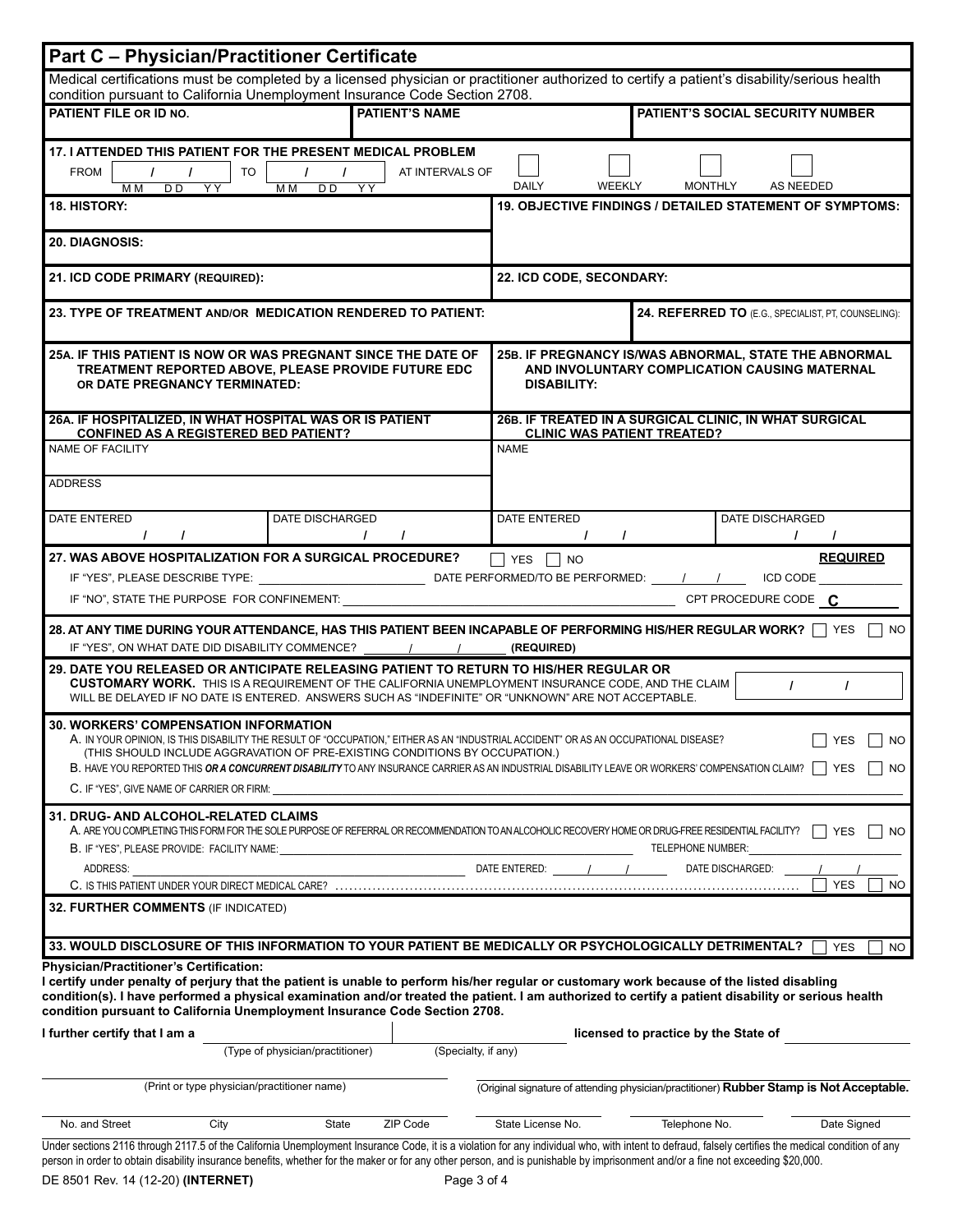## Part C – Physician/Practitioner Certificate

Medical certifications must be completed by a licensed physician or practitioner authorized to certify a patient's disability/serious health condition pursuant to California Unemployment Insurance Code Section 2708.

| PATIENT FILE OR ID NO. | PATIENT'S NAME | PATIENT'S SOCIAL SECURITY NUMBER |
|---|---|---|
| | | |

**17. I ATTENDED THIS PATIENT FOR THE PRESENT MEDICAL PROBLEM**

FROM ___/___/___ (MM DD YY) TO ___/___/___ (MM DD YY) AT INTERVALS OF ☐ DAILY ☐ WEEKLY ☐ MONTHLY ☐ AS NEEDED

**18. HISTORY:**

**19. OBJECTIVE FINDINGS / DETAILED STATEMENT OF SYMPTOMS:**

**20. DIAGNOSIS:**

**21. ICD CODE PRIMARY (REQUIRED):**

**22. ICD CODE, SECONDARY:**

**23. TYPE OF TREATMENT AND/OR MEDICATION RENDERED TO PATIENT:**

**24. REFERRED TO** (E.G., SPECIALIST, PT, COUNSELING):

**25A. IF THIS PATIENT IS NOW OR WAS PREGNANT SINCE THE DATE OF TREATMENT REPORTED ABOVE, PLEASE PROVIDE FUTURE EDC OR DATE PREGNANCY TERMINATED:**

**25B. IF PREGNANCY IS/WAS ABNORMAL, STATE THE ABNORMAL AND INVOLUNTARY COMPLICATION CAUSING MATERNAL DISABILITY:**

| 26A. IF HOSPITALIZED, IN WHAT HOSPITAL WAS OR IS PATIENT CONFINED AS A REGISTERED BED PATIENT? | | 26B. IF TREATED IN A SURGICAL CLINIC, IN WHAT SURGICAL CLINIC WAS PATIENT TREATED? | |
|---|---|---|---|
| NAME OF FACILITY | | NAME | |
| ADDRESS | | | |
| DATE ENTERED ___/___/___ | DATE DISCHARGED ___/___/___ | DATE ENTERED ___/___/___ | DATE DISCHARGED ___/___/___ |

**27. WAS ABOVE HOSPITALIZATION FOR A SURGICAL PROCEDURE?** ☐ YES ☐ NO **REQUIRED**

IF "YES", PLEASE DESCRIBE TYPE: ______________ DATE PERFORMED/TO BE PERFORMED: ___/___/___ ICD CODE ______

IF "NO", STATE THE PURPOSE FOR CONFINEMENT: ______________ CPT PROCEDURE CODE C

**28. AT ANY TIME DURING YOUR ATTENDANCE, HAS THIS PATIENT BEEN INCAPABLE OF PERFORMING HIS/HER REGULAR WORK?** ☐ YES ☐ NO

IF "YES", ON WHAT DATE DID DISABILITY COMMENCE? ___/___/___ **(REQUIRED)**

**29. DATE YOU RELEASED OR ANTICIPATE RELEASING PATIENT TO RETURN TO HIS/HER REGULAR OR CUSTOMARY WORK.** THIS IS A REQUIREMENT OF THE CALIFORNIA UNEMPLOYMENT INSURANCE CODE, AND THE CLAIM WILL BE DELAYED IF NO DATE IS ENTERED. ANSWERS SUCH AS "INDEFINITE" OR "UNKNOWN" ARE NOT ACCEPTABLE. ___/___/___

**30. WORKERS' COMPENSATION INFORMATION**

A. IN YOUR OPINION, IS THIS DISABILITY THE RESULT OF "OCCUPATION," EITHER AS AN "INDUSTRIAL ACCIDENT" OR AS AN OCCUPATIONAL DISEASE? (THIS SHOULD INCLUDE AGGRAVATION OF PRE-EXISTING CONDITIONS BY OCCUPATION.) ☐ YES ☐ NO

B. HAVE YOU REPORTED THIS ***OR A CONCURRENT DISABILITY*** TO ANY INSURANCE CARRIER AS AN INDUSTRIAL DISABILITY LEAVE OR WORKERS' COMPENSATION CLAIM? ☐ YES ☐ NO

C. IF "YES", GIVE NAME OF CARRIER OR FIRM: ______________

**31. DRUG- AND ALCOHOL-RELATED CLAIMS**

A. ARE YOU COMPLETING THIS FORM FOR THE SOLE PURPOSE OF REFERRAL OR RECOMMENDATION TO AN ALCOHOLIC RECOVERY HOME OR DRUG-FREE RESIDENTIAL FACILITY? ☐ YES ☐ NO

B. IF "YES", PLEASE PROVIDE: FACILITY NAME: ______________ TELEPHONE NUMBER: ______________

ADDRESS: ______________ DATE ENTERED: ___/___/___ DATE DISCHARGED: ___/___/___

C. IS THIS PATIENT UNDER YOUR DIRECT MEDICAL CARE? ☐ YES ☐ NO

**32. FURTHER COMMENTS** (IF INDICATED)

**33. WOULD DISCLOSURE OF THIS INFORMATION TO YOUR PATIENT BE MEDICALLY OR PSYCHOLOGICALLY DETRIMENTAL?** ☐ YES ☐ NO

**Physician/Practitioner's Certification:**
**I certify under penalty of perjury that the patient is unable to perform his/her regular or customary work because of the listed disabling condition(s). I have performed a physical examination and/or treated the patient. I am authorized to certify a patient disability or serious health condition pursuant to California Unemployment Insurance Code Section 2708.**

**I further certify that I am a** ______________ (Type of physician/practitioner) | ______________ (Specialty, if any) **licensed to practice by the State of** ______________

______________ (Print or type physician/practitioner name) ______________ (Original signature of attending physician/practitioner) **Rubber Stamp is Not Acceptable.**

| No. and Street | City | State | ZIP Code | State License No. | Telephone No. | Date Signed |
|---|---|---|---|---|---|---|
| | | | | | | |

Under sections 2116 through 2117.5 of the California Unemployment Insurance Code, it is a violation for any individual who, with intent to defraud, falsely certifies the medical condition of any person in order to obtain disability insurance benefits, whether for the maker or for any other person, and is punishable by imprisonment and/or a fine not exceeding $20,000.

DE 8501 Rev. 14 (12-20) **(INTERNET)**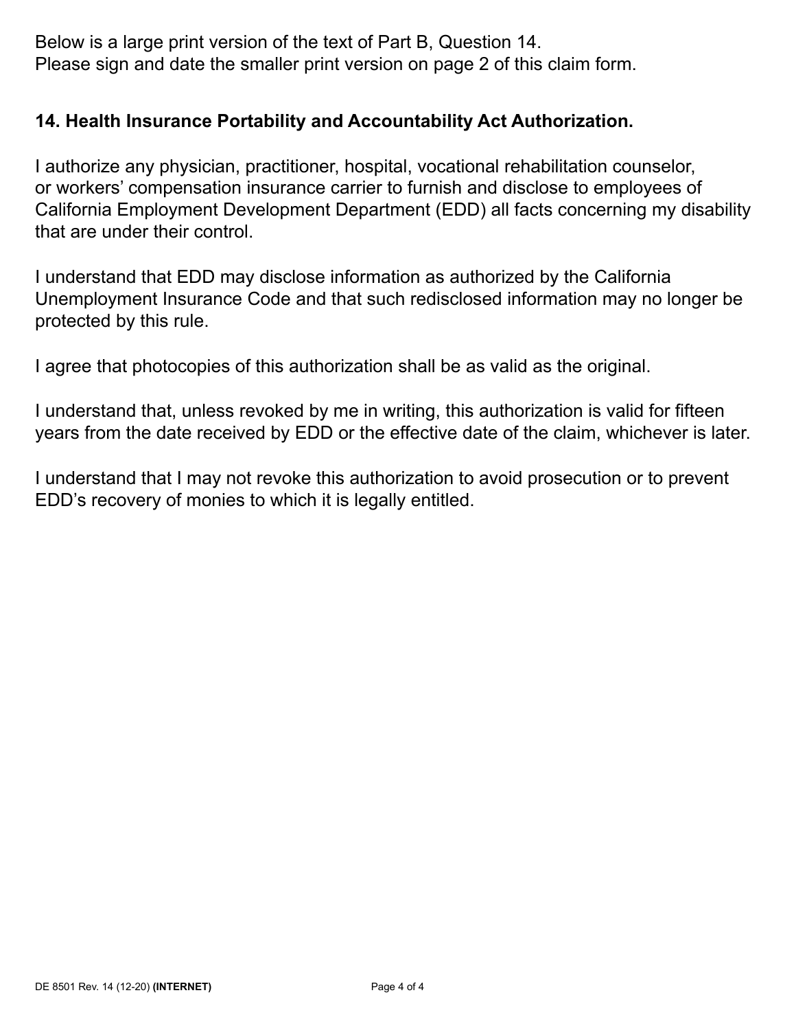Below is a large print version of the text of Part B, Question 14.
Please sign and date the smaller print version on page 2 of this claim form.

**14. Health Insurance Portability and Accountability Act Authorization.**

I authorize any physician, practitioner, hospital, vocational rehabilitation counselor, or workers' compensation insurance carrier to furnish and disclose to employees of California Employment Development Department (EDD) all facts concerning my disability that are under their control.

I understand that EDD may disclose information as authorized by the California Unemployment Insurance Code and that such redisclosed information may no longer be protected by this rule.

I agree that photocopies of this authorization shall be as valid as the original.

I understand that, unless revoked by me in writing, this authorization is valid for fifteen years from the date received by EDD or the effective date of the claim, whichever is later.

I understand that I may not revoke this authorization to avoid prosecution or to prevent EDD's recovery of monies to which it is legally entitled.

DE 8501 Rev. 14 (12-20) **(INTERNET)**